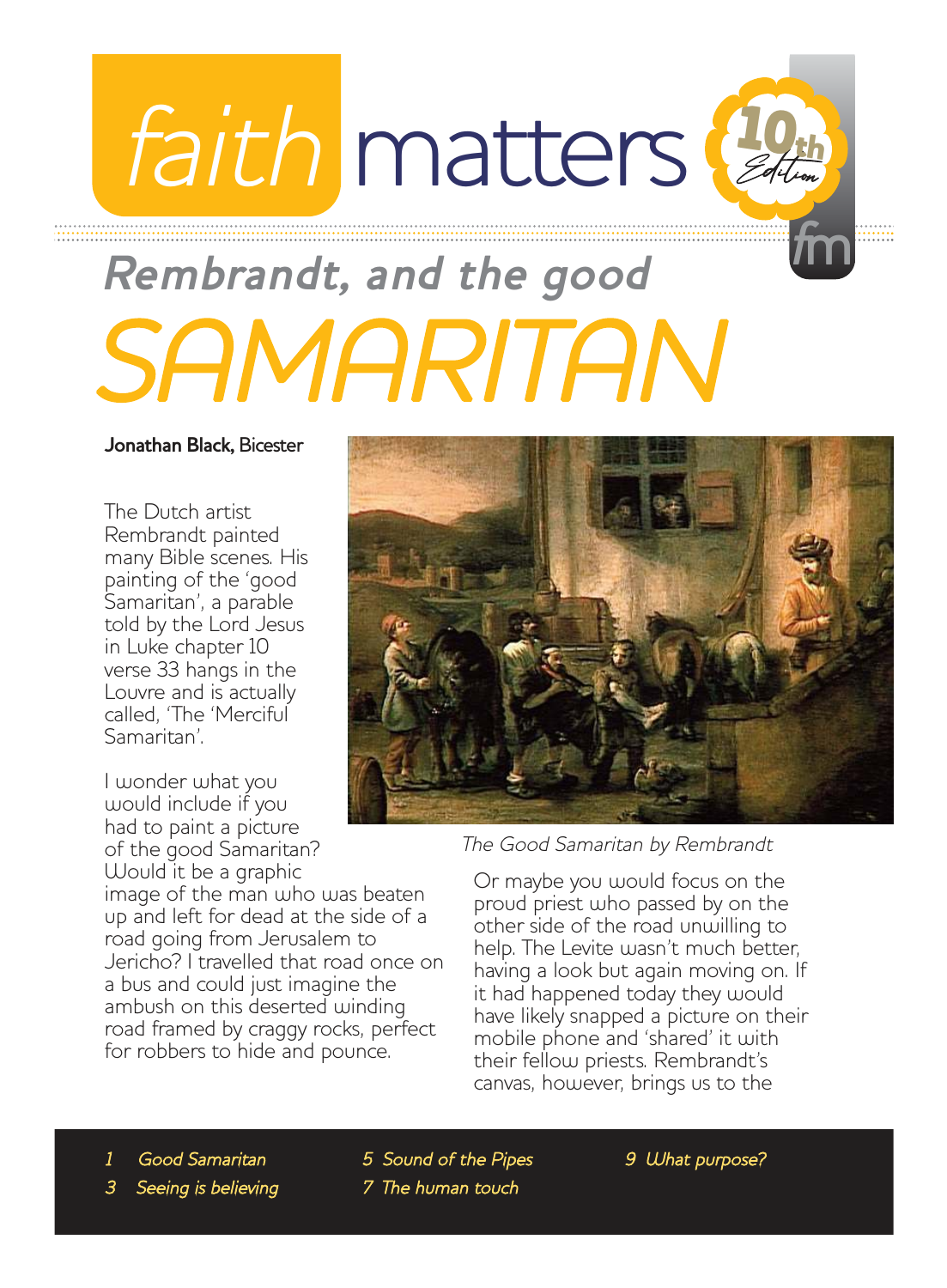# faith matters

10th Edition

## Rembrandt, and the good SAMARITAN

**Jonathan Black,** Bicester

The Dutch artist Rembrandt painted many Bible scenes. His painting of the 'good Samaritan', a parable told by the Lord Jesus in Luke chapter 10 verse 33 hangs in the Louvre and is actually called, 'The 'Merciful Samaritan'.

*The Good Samaritan by Rembrandt*

I wonder what you would include if you had to paint a picture of the good Samaritan? Would it be a graphic image of the man who was beaten up and left for dead at the side of a road going from Jerusalem to Jericho? I travelled that road once on a bus and could just imagine the ambush on this deserted winding road framed by craggy rocks, perfect for robbers to hide and pounce.

Or maybe you would focus on the proud priest who passed by on the other side of the road unwilling to help. The Levite wasn't much better, having a look but again moving on. If it had happened today they would have likely snapped a picture on their mobile phone and 'shared' it with their fellow priests. Rembrandt's canvas, however, brings us to the

1 *Good Samaritan*
3 *Seeing is believing*
5 *Sound of the Pipes*
7 *The human touch*
9 *What purpose?*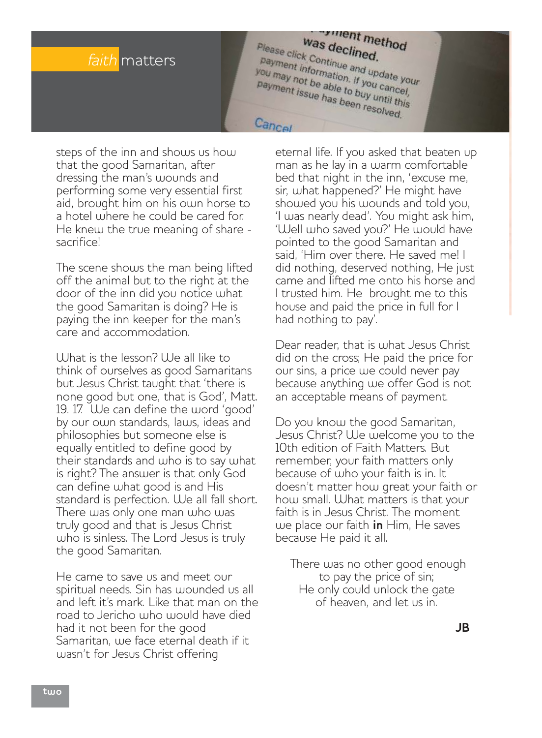steps of the inn and shows us how that the good Samaritan, after dressing the man's wounds and performing some very essential first aid, brought him on his own horse to a hotel where he could be cared for. He knew the true meaning of share - sacrifice!

The scene shows the man being lifted off the animal but to the right at the door of the inn did you notice what the good Samaritan is doing? He is paying the inn keeper for the man's care and accommodation.

What is the lesson? We all like to think of ourselves as good Samaritans but Jesus Christ taught that 'there is none good but one, that is God', Matt. 19. 17. We can define the word 'good' by our own standards, laws, ideas and philosophies but someone else is equally entitled to define good by their standards and who is to say what is right? The answer is that only God can define what good is and His standard is perfection. We all fall short. There was only one man who was truly good and that is Jesus Christ who is sinless. The Lord Jesus is truly the good Samaritan.

He came to save us and meet our spiritual needs. Sin has wounded us all and left it's mark. Like that man on the road to Jericho who would have died had it not been for the good Samaritan, we face eternal death if it wasn't for Jesus Christ offering eternal life. If you asked that beaten up man as he lay in a warm comfortable bed that night in the inn, 'excuse me, sir, what happened?' He might have showed you his wounds and told you, 'I was nearly dead'. You might ask him, 'Well who saved you?' He would have pointed to the good Samaritan and said, 'Him over there. He saved me! I did nothing, deserved nothing, He just came and lifted me onto his horse and I trusted him. He brought me to this house and paid the price in full for I had nothing to pay'.

Dear reader, that is what Jesus Christ did on the cross; He paid the price for our sins, a price we could never pay because anything we offer God is not an acceptable means of payment.

Do you know the good Samaritan, Jesus Christ? We welcome you to the 10th edition of Faith Matters. But remember, your faith matters only because of who your faith is in. It doesn't matter how great your faith or how small. What matters is that your faith is in Jesus Christ. The moment we place our faith **in** Him, He saves because He paid it all.

There was no other good enough
to pay the price of sin;
He only could unlock the gate
of heaven, and let us in.

**JB**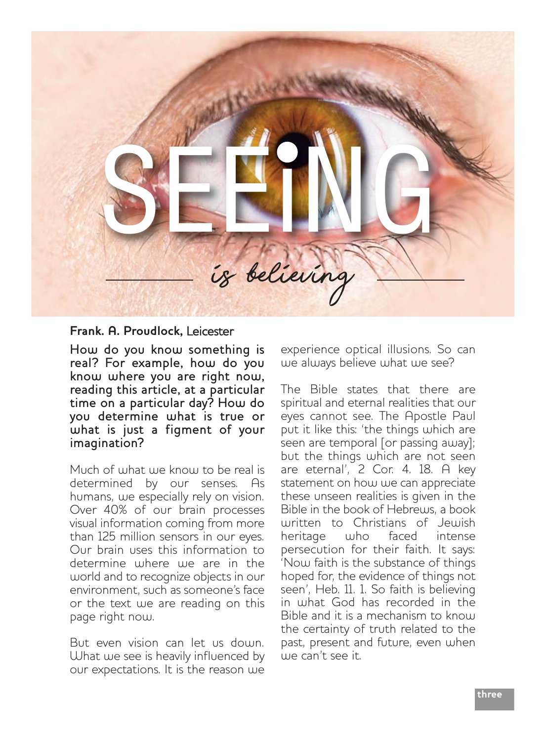# SEEING *is believing*

**Frank. A. Proudlock,** Leicester

**How do you know something is real? For example, how do you know where you are right now, reading this article, at a particular time on a particular day? How do you determine what is true or what is just a figment of your imagination?**

Much of what we know to be real is determined by our senses. As humans, we especially rely on vision. Over 40% of our brain processes visual information coming from more than 125 million sensors in our eyes. Our brain uses this information to determine where we are in the world and to recognize objects in our environment, such as someone's face or the text we are reading on this page right now.

But even vision can let us down. What we see is heavily influenced by our expectations. It is the reason we experience optical illusions. So can we always believe what we see?

The Bible states that there are spiritual and eternal realities that our eyes cannot see. The Apostle Paul put it like this: 'the things which are seen are temporal [or passing away]; but the things which are not seen are eternal', 2 Cor. 4. 18. A key statement on how we can appreciate these unseen realities is given in the Bible in the book of Hebrews, a book written to Christians of Jewish heritage who faced intense persecution for their faith. It says: 'Now faith is the substance of things hoped for, the evidence of things not seen', Heb. 11. 1. So faith is believing in what God has recorded in the Bible and it is a mechanism to know the certainty of truth related to the past, present and future, even when we can't see it.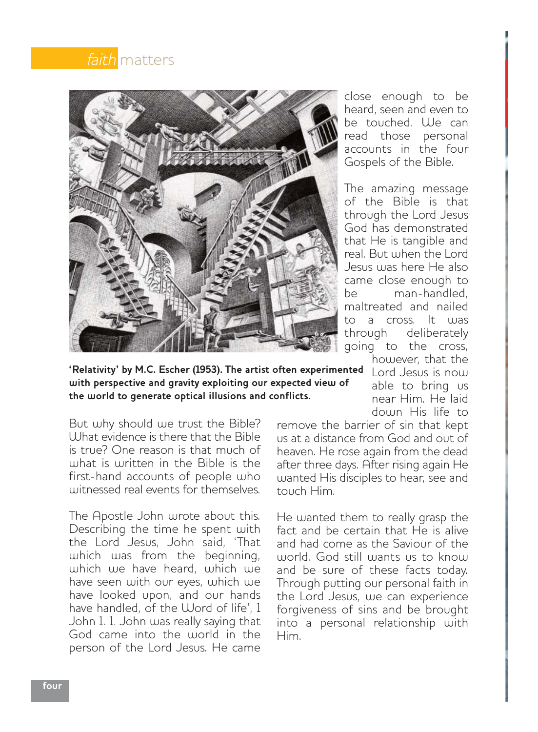'Relativity' by M.C. Escher (1953). The artist often experimented with perspective and gravity exploiting our expected view of the world to generate optical illusions and conflicts.

But why should we trust the Bible? What evidence is there that the Bible is true? One reason is that much of what is written in the Bible is the first-hand accounts of people who witnessed real events for themselves.

The Apostle John wrote about this. Describing the time he spent with the Lord Jesus, John said, 'That which was from the beginning, which we have heard, which we have seen with our eyes, which we have looked upon, and our hands have handled, of the Word of life', 1 John 1. 1. John was really saying that God came into the world in the person of the Lord Jesus. He came close enough to be heard, seen and even to be touched. We can read those personal accounts in the four Gospels of the Bible.

The amazing message of the Bible is that through the Lord Jesus God has demonstrated that He is tangible and real. But when the Lord Jesus was here He also came close enough to be man-handled, maltreated and nailed to a cross. It was through deliberately going to the cross, however, that the Lord Jesus is now able to bring us near Him. He laid down His life to remove the barrier of sin that kept us at a distance from God and out of heaven. He rose again from the dead after three days. After rising again He wanted His disciples to hear, see and touch Him.

He wanted them to really grasp the fact and be certain that He is alive and had come as the Saviour of the world. God still wants us to know and be sure of these facts today. Through putting our personal faith in the Lord Jesus, we can experience forgiveness of sins and be brought into a personal relationship with Him.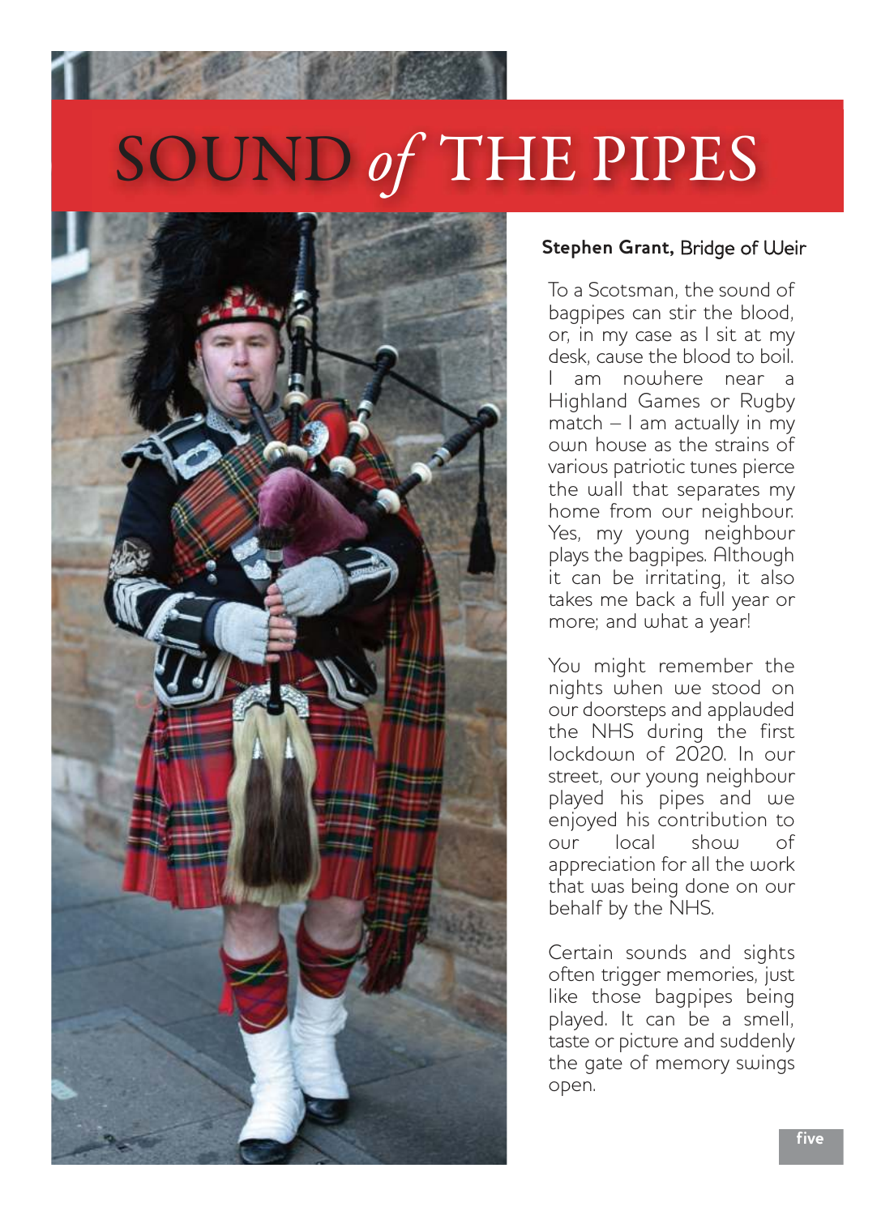# SOUND *of* THE PIPES

**Stephen Grant,** Bridge of Weir

To a Scotsman, the sound of bagpipes can stir the blood, or, in my case as I sit at my desk, cause the blood to boil. I am nowhere near a Highland Games or Rugby match – I am actually in my own house as the strains of various patriotic tunes pierce the wall that separates my home from our neighbour. Yes, my young neighbour plays the bagpipes. Although it can be irritating, it also takes me back a full year or more; and what a year!

You might remember the nights when we stood on our doorsteps and applauded the NHS during the first lockdown of 2020. In our street, our young neighbour played his pipes and we enjoyed his contribution to our local show of appreciation for all the work that was being done on our behalf by the NHS.

Certain sounds and sights often trigger memories, just like those bagpipes being played. It can be a smell, taste or picture and suddenly the gate of memory swings open.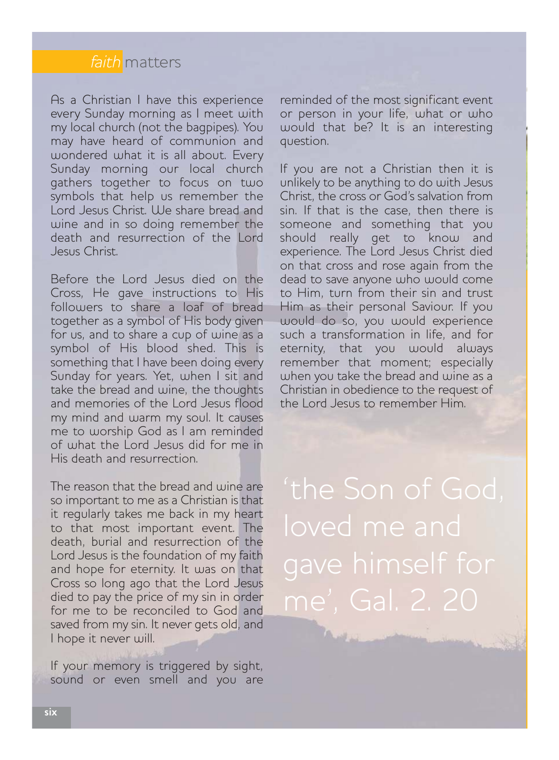As a Christian I have this experience every Sunday morning as I meet with my local church (not the bagpipes). You may have heard of communion and wondered what it is all about. Every Sunday morning our local church gathers together to focus on two symbols that help us remember the Lord Jesus Christ. We share bread and wine and in so doing remember the death and resurrection of the Lord Jesus Christ.

Before the Lord Jesus died on the Cross, He gave instructions to His followers to share a loaf of bread together as a symbol of His body given for us, and to share a cup of wine as a symbol of His blood shed. This is something that I have been doing every Sunday for years. Yet, when I sit and take the bread and wine, the thoughts and memories of the Lord Jesus flood my mind and warm my soul. It causes me to worship God as I am reminded of what the Lord Jesus did for me in His death and resurrection.

The reason that the bread and wine are so important to me as a Christian is that it regularly takes me back in my heart to that most important event. The death, burial and resurrection of the Lord Jesus is the foundation of my faith and hope for eternity. It was on that Cross so long ago that the Lord Jesus died to pay the price of my sin in order for me to be reconciled to God and saved from my sin. It never gets old, and I hope it never will.

If your memory is triggered by sight, sound or even smell and you are reminded of the most significant event or person in your life, what or who would that be? It is an interesting question.

If you are not a Christian then it is unlikely to be anything to do with Jesus Christ, the cross or God's salvation from sin. If that is the case, then there is someone and something that you should really get to know and experience. The Lord Jesus Christ died on that cross and rose again from the dead to save anyone who would come to Him, turn from their sin and trust Him as their personal Saviour. If you would do so, you would experience such a transformation in life, and for eternity, that you would always remember that moment; especially when you take the bread and wine as a Christian in obedience to the request of the Lord Jesus to remember Him.

> 'the Son of God, loved me and gave himself for me', Gal. 2. 20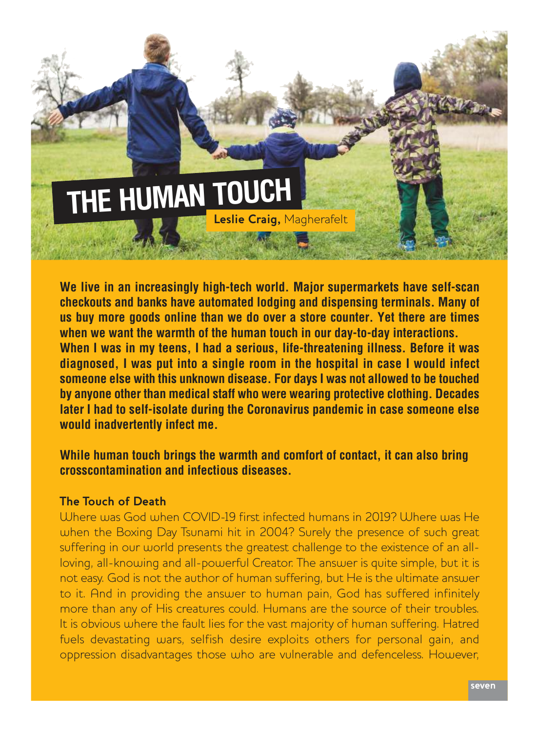# THE HUMAN TOUCH

**Leslie Craig,** Magherafelt

**We live in an increasingly high-tech world. Major supermarkets have self-scan checkouts and banks have automated lodging and dispensing terminals. Many of us buy more goods online than we do over a store counter. Yet there are times when we want the warmth of the human touch in our day-to-day interactions. When I was in my teens, I had a serious, life-threatening illness. Before it was diagnosed, I was put into a single room in the hospital in case I would infect someone else with this unknown disease. For days I was not allowed to be touched by anyone other than medical staff who were wearing protective clothing. Decades later I had to self-isolate during the Coronavirus pandemic in case someone else would inadvertently infect me.**

**While human touch brings the warmth and comfort of contact, it can also bring crosscontamination and infectious diseases.**

## The Touch of Death

Where was God when COVID-19 first infected humans in 2019? Where was He when the Boxing Day Tsunami hit in 2004? Surely the presence of such great suffering in our world presents the greatest challenge to the existence of an all-loving, all-knowing and all-powerful Creator. The answer is quite simple, but it is not easy. God is not the author of human suffering, but He is the ultimate answer to it. And in providing the answer to human pain, God has suffered infinitely more than any of His creatures could. Humans are the source of their troubles. It is obvious where the fault lies for the vast majority of human suffering. Hatred fuels devastating wars, selfish desire exploits others for personal gain, and oppression disadvantages those who are vulnerable and defenceless. However,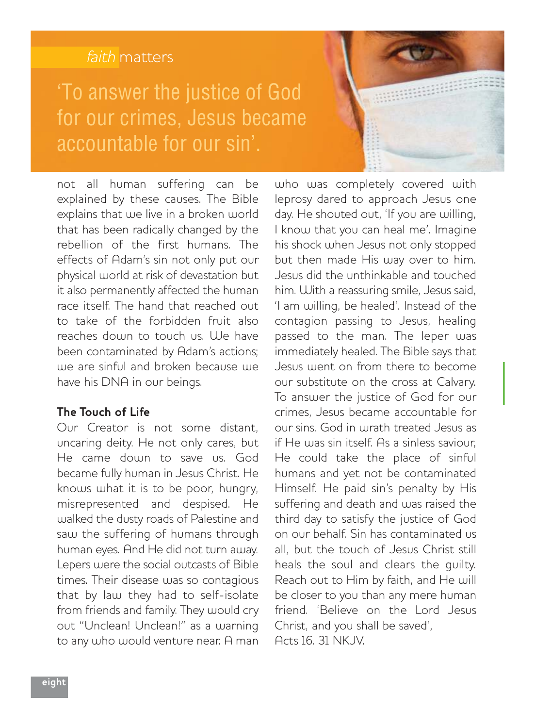*faith* matters

## 'To answer the justice of God for our crimes, Jesus became accountable for our sin'.

not all human suffering can be explained by these causes. The Bible explains that we live in a broken world that has been radically changed by the rebellion of the first humans. The effects of Adam's sin not only put our physical world at risk of devastation but it also permanently affected the human race itself. The hand that reached out to take of the forbidden fruit also reaches down to touch us. We have been contaminated by Adam's actions; we are sinful and broken because we have his DNA in our beings.

**The Touch of Life**

Our Creator is not some distant, uncaring deity. He not only cares, but He came down to save us. God became fully human in Jesus Christ. He knows what it is to be poor, hungry, misrepresented and despised. He walked the dusty roads of Palestine and saw the suffering of humans through human eyes. And He did not turn away. Lepers were the social outcasts of Bible times. Their disease was so contagious that by law they had to self-isolate from friends and family. They would cry out "Unclean! Unclean!" as a warning to any who would venture near. A man who was completely covered with leprosy dared to approach Jesus one day. He shouted out, 'If you are willing, I know that you can heal me'. Imagine his shock when Jesus not only stopped but then made His way over to him. Jesus did the unthinkable and touched him. With a reassuring smile, Jesus said, 'I am willing, be healed'. Instead of the contagion passing to Jesus, healing passed to the man. The leper was immediately healed. The Bible says that Jesus went on from there to become our substitute on the cross at Calvary. To answer the justice of God for our crimes, Jesus became accountable for our sins. God in wrath treated Jesus as if He was sin itself. As a sinless saviour, He could take the place of sinful humans and yet not be contaminated Himself. He paid sin's penalty by His suffering and death and was raised the third day to satisfy the justice of God on our behalf. Sin has contaminated us all, but the touch of Jesus Christ still heals the soul and clears the guilty. Reach out to Him by faith, and He will be closer to you than any mere human friend. 'Believe on the Lord Jesus Christ, and you shall be saved', Acts 16. 31 NKJV.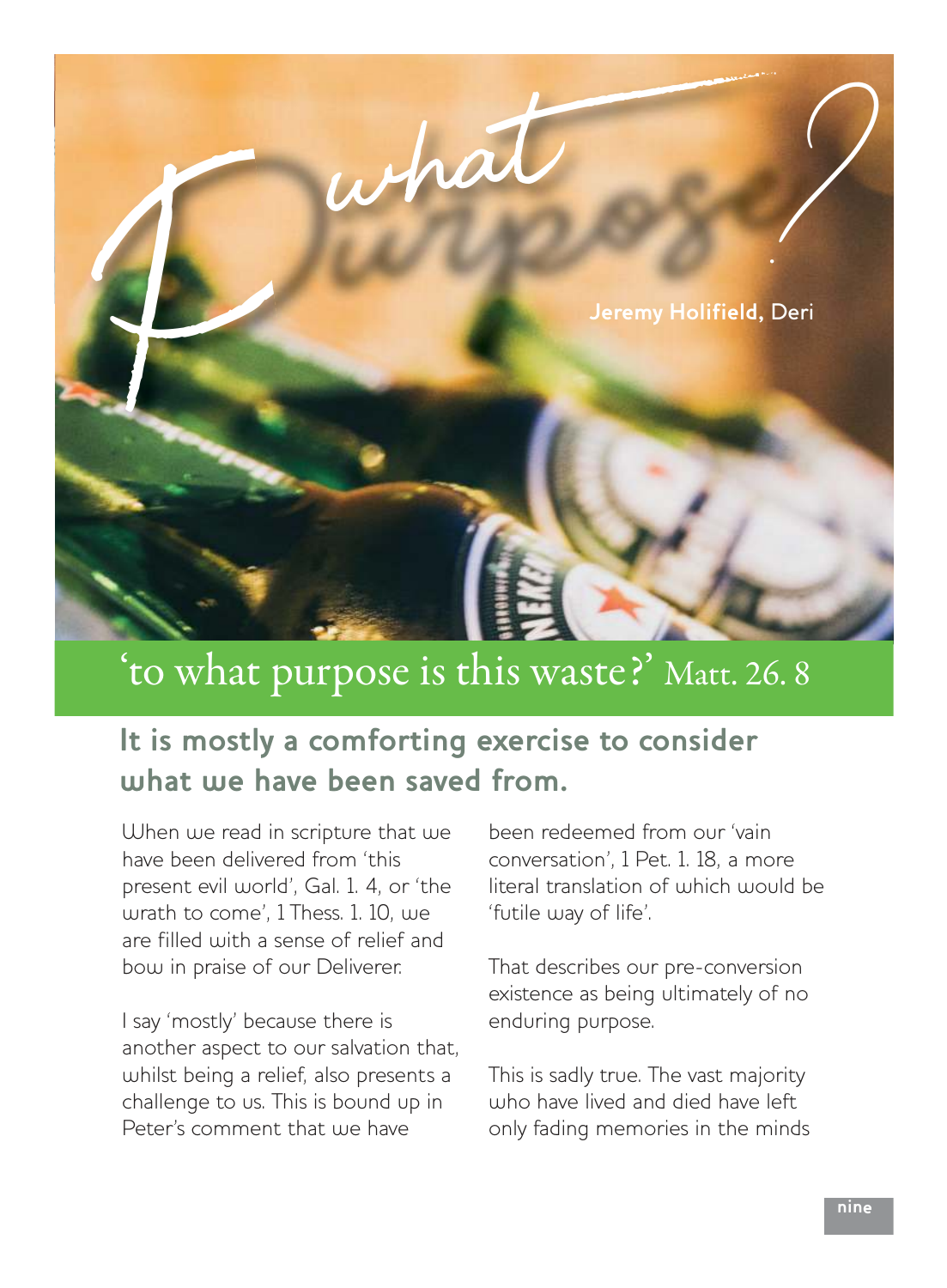# To what purpose?

**Jeremy Holifield,** Deri

## 'to what purpose is this waste?' Matt. 26. 8

### It is mostly a comforting exercise to consider what we have been saved from.

When we read in scripture that we have been delivered from 'this present evil world', Gal. 1. 4, or 'the wrath to come', 1 Thess. 1. 10, we are filled with a sense of relief and bow in praise of our Deliverer.

I say 'mostly' because there is another aspect to our salvation that, whilst being a relief, also presents a challenge to us. This is bound up in Peter's comment that we have been redeemed from our 'vain conversation', 1 Pet. 1. 18, a more literal translation of which would be 'futile way of life'.

That describes our pre-conversion existence as being ultimately of no enduring purpose.

This is sadly true. The vast majority who have lived and died have left only fading memories in the minds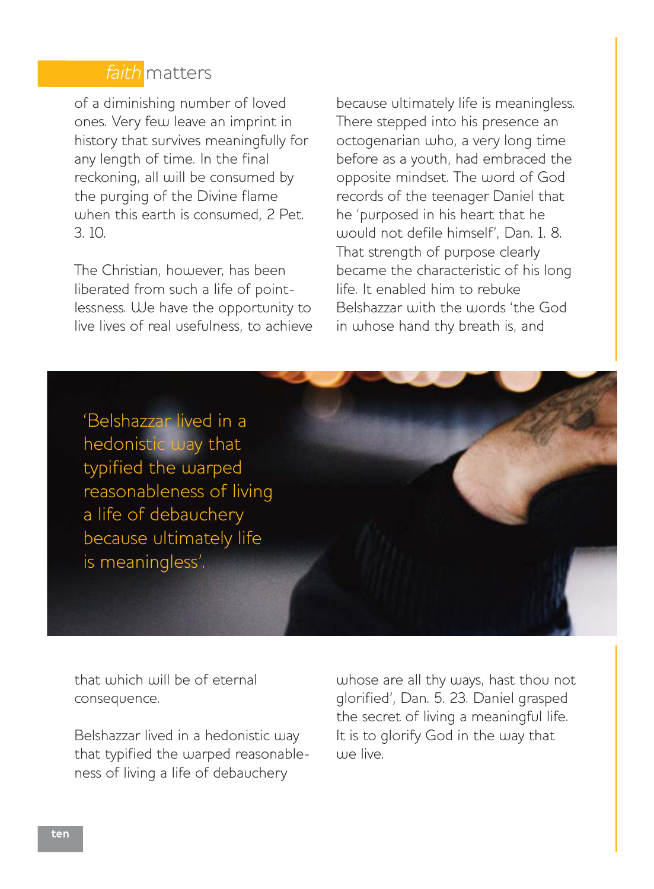of a diminishing number of loved ones. Very few leave an imprint in history that survives meaningfully for any length of time. In the final reckoning, all will be consumed by the purging of the Divine flame when this earth is consumed, 2 Pet. 3. 10.

The Christian, however, has been liberated from such a life of pointlessness. We have the opportunity to live lives of real usefulness, to achieve that which will be of eternal consequence.

Belshazzar lived in a hedonistic way that typified the warped reasonableness of living a life of debauchery because ultimately life is meaningless. There stepped into his presence an octogenarian who, a very long time before as a youth, had embraced the opposite mindset. The word of God records of the teenager Daniel that he 'purposed in his heart that he would not defile himself', Dan. 1. 8. That strength of purpose clearly became the characteristic of his long life. It enabled him to rebuke Belshazzar with the words 'the God in whose hand thy breath is, and whose are all thy ways, hast thou not glorified', Dan. 5. 23. Daniel grasped the secret of living a meaningful life. It is to glorify God in the way that we live.

> 'Belshazzar lived in a hedonistic way that typified the warped reasonableness of living a life of debauchery because ultimately life is meaningless'.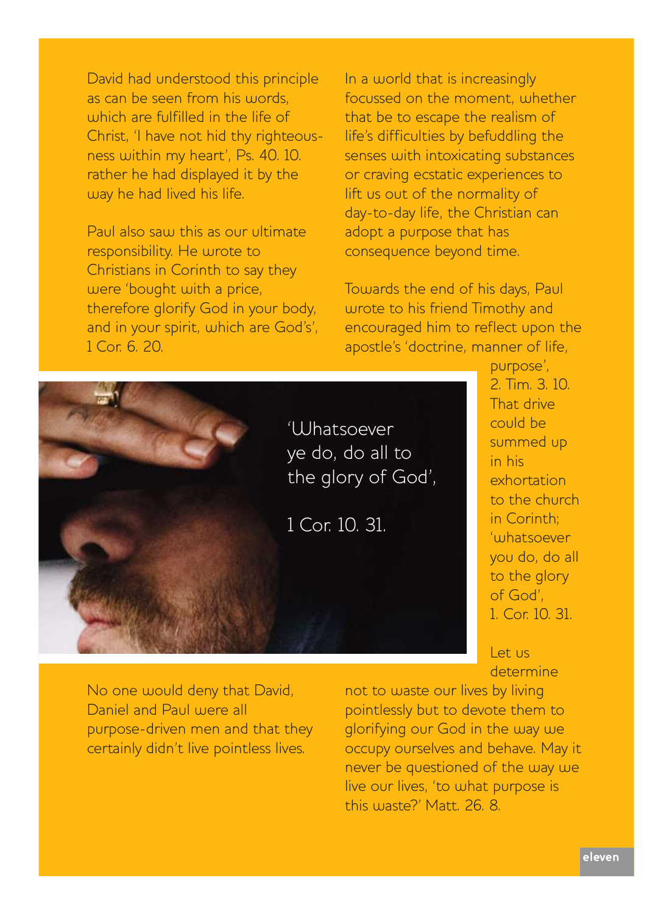David had understood this principle as can be seen from his words, which are fulfilled in the life of Christ, 'I have not hid thy righteousness within my heart', Ps. 40. 10. rather he had displayed it by the way he had lived his life.

Paul also saw this as our ultimate responsibility. He wrote to Christians in Corinth to say they were 'bought with a price, therefore glorify God in your body, and in your spirit, which are God's', 1 Cor. 6. 20.

In a world that is increasingly focussed on the moment, whether that be to escape the realism of life's difficulties by befuddling the senses with intoxicating substances or craving ecstatic experiences to lift us out of the normality of day-to-day life, the Christian can adopt a purpose that has consequence beyond time.

Towards the end of his days, Paul wrote to his friend Timothy and encouraged him to reflect upon the apostle's 'doctrine, manner of life, purpose', 2. Tim. 3. 10. That drive could be summed up in his exhortation to the church in Corinth; 'whatsoever you do, do all to the glory of God', 1. Cor. 10. 31.

'Whatsoever ye do, do all to the glory of God',

1 Cor. 10. 31.

Let us determine not to waste our lives by living pointlessly but to devote them to glorifying our God in the way we occupy ourselves and behave. May it never be questioned of the way we live our lives, 'to what purpose is this waste?' Matt. 26. 8.

No one would deny that David, Daniel and Paul were all purpose-driven men and that they certainly didn't live pointless lives.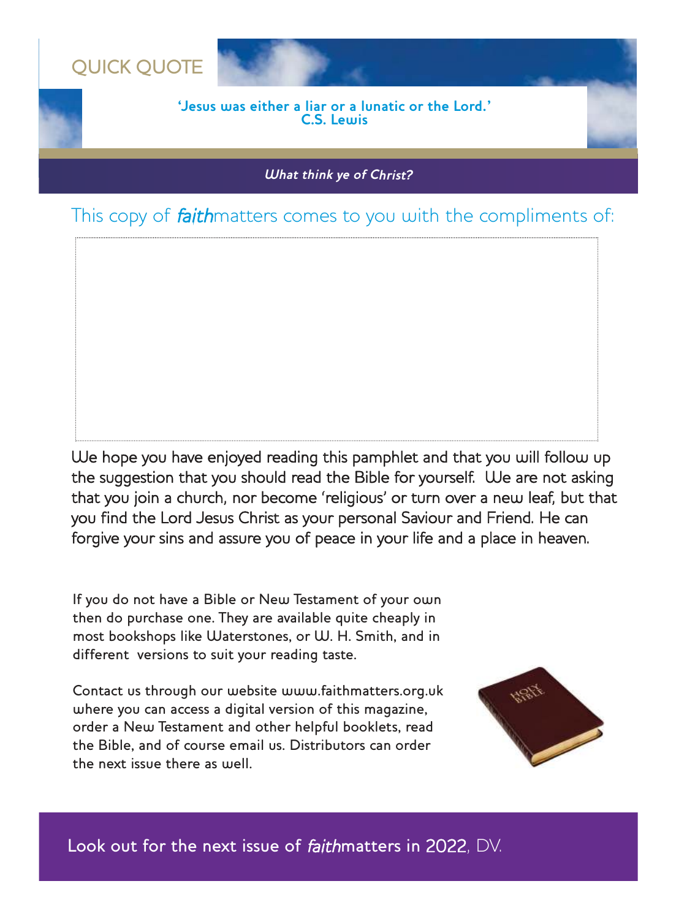## QUICK QUOTE

**'Jesus was either a liar or a lunatic or the Lord.'**
**C.S. Lewis**

***What think ye of Christ?***

This copy of *faith*matters comes to you with the compliments of:

We hope you have enjoyed reading this pamphlet and that you will follow up the suggestion that you should read the Bible for yourself. We are not asking that you join a church, nor become 'religious' or turn over a new leaf, but that you find the Lord Jesus Christ as your personal Saviour and Friend. He can forgive your sins and assure you of peace in your life and a place in heaven.

If you do not have a Bible or New Testament of your own then do purchase one. They are available quite cheaply in most bookshops like Waterstones, or W. H. Smith, and in different versions to suit your reading taste.

Contact us through our website www.faithmatters.org.uk where you can access a digital version of this magazine, order a New Testament and other helpful booklets, read the Bible, and of course email us. Distributors can order the next issue there as well.

Look out for the next issue of *faith*matters in 2022, DV.